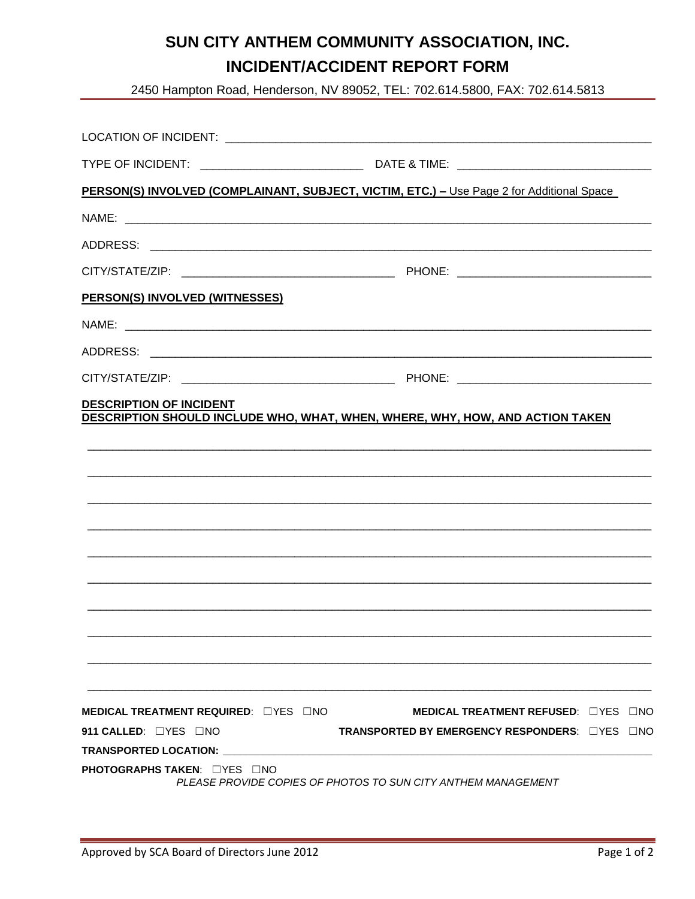# SUN CITY ANTHEM COMMUNITY ASSOCIATION, INC.

## INCIDENT/ACCIDENT REPORT FORM

2450 Hampton Road, Henderson, NV 89052, TEL: 702.614.5800, FAX: 702.614.5813

LOCATION OF INCIDENT: ____________________________________________________________________

TYPE OF INCIDENT: _________________________ DATE & TIME: ______________________________

**PERSON(S) INVOLVED (COMPLAINANT, SUBJECT, VICTIM, ETC.) –** Use Page 2 for Additional Space

NAME: ________________________________________________________________________________

ADDRESS: _____________________________________________________________________________

CITY/STATE/ZIP: _________________________________ PHONE: ______________________________

**PERSON(S) INVOLVED (WITNESSES)**

NAME: ________________________________________________________________________________

ADDRESS: _____________________________________________________________________________

CITY/STATE/ZIP: _________________________________ PHONE: ______________________________

**DESCRIPTION OF INCIDENT**
**DESCRIPTION SHOULD INCLUDE WHO, WHAT, WHEN, WHERE, WHY, HOW, AND ACTION TAKEN**

______________________________________________________________________________________

______________________________________________________________________________________

______________________________________________________________________________________

______________________________________________________________________________________

______________________________________________________________________________________

______________________________________________________________________________________

______________________________________________________________________________________

______________________________________________________________________________________

______________________________________________________________________________________

______________________________________________________________________________________

**MEDICAL TREATMENT REQUIRED**: ☐YES ☐NO **MEDICAL TREATMENT REFUSED**: ☐YES ☐NO

**911 CALLED**: ☐YES ☐NO **TRANSPORTED BY EMERGENCY RESPONDERS**: ☐YES ☐NO

**TRANSPORTED LOCATION:** ____________________________________________________________

**PHOTOGRAPHS TAKEN**: ☐YES ☐NO

*PLEASE PROVIDE COPIES OF PHOTOS TO SUN CITY ANTHEM MANAGEMENT*

Approved by SCA Board of Directors June 2012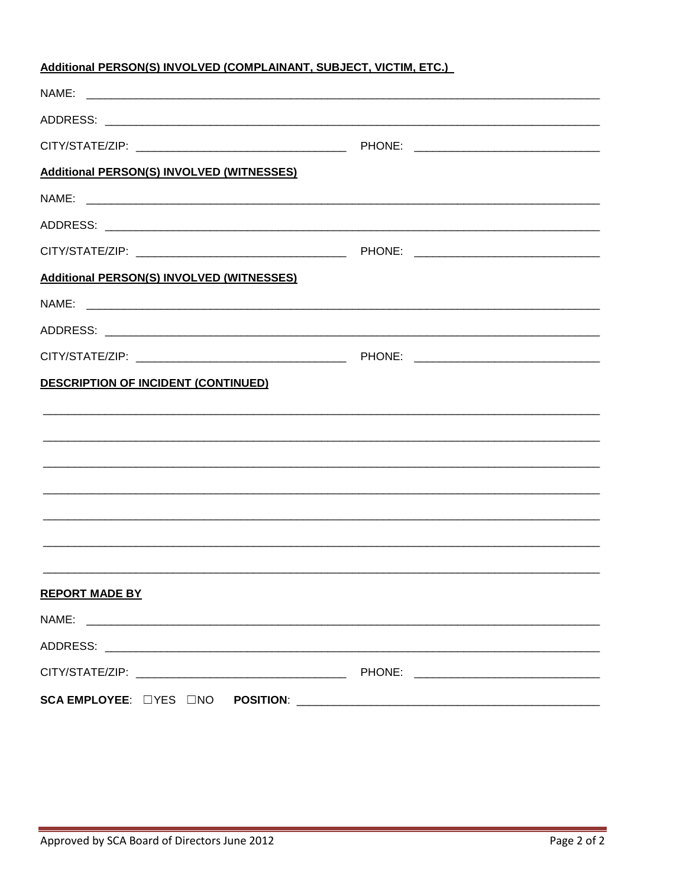**Additional PERSON(S) INVOLVED (COMPLAINANT, SUBJECT, VICTIM, ETC.)**

NAME: ______________________________________________________________________________

ADDRESS: ____________________________________________________________________________

CITY/STATE/ZIP: ________________________________ PHONE: ___________________________

**Additional PERSON(S) INVOLVED (WITNESSES)**

NAME: ______________________________________________________________________________

ADDRESS: ____________________________________________________________________________

CITY/STATE/ZIP: ________________________________ PHONE: ___________________________

**Additional PERSON(S) INVOLVED (WITNESSES)**

NAME: ______________________________________________________________________________

ADDRESS: ____________________________________________________________________________

CITY/STATE/ZIP: ________________________________ PHONE: ___________________________

**DESCRIPTION OF INCIDENT (CONTINUED)**

____________________________________________________________________________________

____________________________________________________________________________________

____________________________________________________________________________________

____________________________________________________________________________________

____________________________________________________________________________________

____________________________________________________________________________________

____________________________________________________________________________________

**REPORT MADE BY**

NAME: ______________________________________________________________________________

ADDRESS: ____________________________________________________________________________

CITY/STATE/ZIP: ________________________________ PHONE: ___________________________

**SCA EMPLOYEE**: ☐YES ☐NO **POSITION**: _____________________________________________

Approved by SCA Board of Directors June 2012